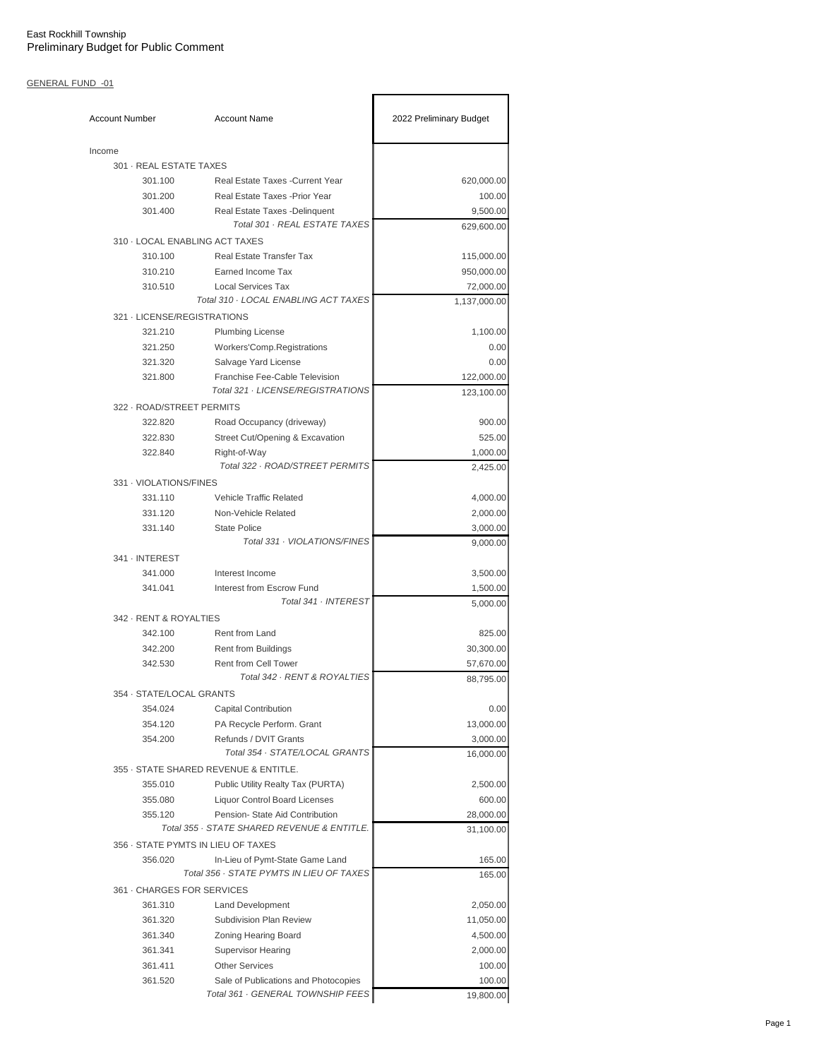East Rockhill Township
Preliminary Budget for Public Comment

GENERAL FUND -01

| Account Number | Account Name | 2022 Preliminary Budget |
|---|---|---|
| Income | | |
| 301 · REAL ESTATE TAXES | | |
| 301.100 | Real Estate Taxes -Current Year | 620,000.00 |
| 301.200 | Real Estate Taxes -Prior Year | 100.00 |
| 301.400 | Real Estate Taxes -Delinquent | 9,500.00 |
| | *Total 301 · REAL ESTATE TAXES* | 629,600.00 |
| 310 · LOCAL ENABLING ACT TAXES | | |
| 310.100 | Real Estate Transfer Tax | 115,000.00 |
| 310.210 | Earned Income Tax | 950,000.00 |
| 310.510 | Local Services Tax | 72,000.00 |
| | *Total 310 · LOCAL ENABLING ACT TAXES* | 1,137,000.00 |
| 321 · LICENSE/REGISTRATIONS | | |
| 321.210 | Plumbing License | 1,100.00 |
| 321.250 | Workers'Comp.Registrations | 0.00 |
| 321.320 | Salvage Yard License | 0.00 |
| 321.800 | Franchise Fee-Cable Television | 122,000.00 |
| | *Total 321 · LICENSE/REGISTRATIONS* | 123,100.00 |
| 322 · ROAD/STREET PERMITS | | |
| 322.820 | Road Occupancy (driveway) | 900.00 |
| 322.830 | Street Cut/Opening & Excavation | 525.00 |
| 322.840 | Right-of-Way | 1,000.00 |
| | *Total 322 · ROAD/STREET PERMITS* | 2,425.00 |
| 331 · VIOLATIONS/FINES | | |
| 331.110 | Vehicle Traffic Related | 4,000.00 |
| 331.120 | Non-Vehicle Related | 2,000.00 |
| 331.140 | State Police | 3,000.00 |
| | *Total 331 · VIOLATIONS/FINES* | 9,000.00 |
| 341 · INTEREST | | |
| 341.000 | Interest Income | 3,500.00 |
| 341.041 | Interest from Escrow Fund | 1,500.00 |
| | *Total 341 · INTEREST* | 5,000.00 |
| 342 · RENT & ROYALTIES | | |
| 342.100 | Rent from Land | 825.00 |
| 342.200 | Rent from Buildings | 30,300.00 |
| 342.530 | Rent from Cell Tower | 57,670.00 |
| | *Total 342 · RENT & ROYALTIES* | 88,795.00 |
| 354 · STATE/LOCAL GRANTS | | |
| 354.024 | Capital Contribution | 0.00 |
| 354.120 | PA Recycle Perform. Grant | 13,000.00 |
| 354.200 | Refunds / DVIT Grants | 3,000.00 |
| | *Total 354 · STATE/LOCAL GRANTS* | 16,000.00 |
| 355 · STATE SHARED REVENUE & ENTITLE. | | |
| 355.010 | Public Utility Realty Tax (PURTA) | 2,500.00 |
| 355.080 | Liquor Control Board Licenses | 600.00 |
| 355.120 | Pension- State Aid Contribution | 28,000.00 |
| | *Total 355 · STATE SHARED REVENUE & ENTITLE.* | 31,100.00 |
| 356 · STATE PYMTS IN LIEU OF TAXES | | |
| 356.020 | In-Lieu of Pymt-State Game Land | 165.00 |
| | *Total 356 · STATE PYMTS IN LIEU OF TAXES* | 165.00 |
| 361 · CHARGES FOR SERVICES | | |
| 361.310 | Land Development | 2,050.00 |
| 361.320 | Subdivision Plan Review | 11,050.00 |
| 361.340 | Zoning Hearing Board | 4,500.00 |
| 361.341 | Supervisor Hearing | 2,000.00 |
| 361.411 | Other Services | 100.00 |
| 361.520 | Sale of Publications and Photocopies | 100.00 |
| | *Total 361 · GENERAL TOWNSHIP FEES* | 19,800.00 |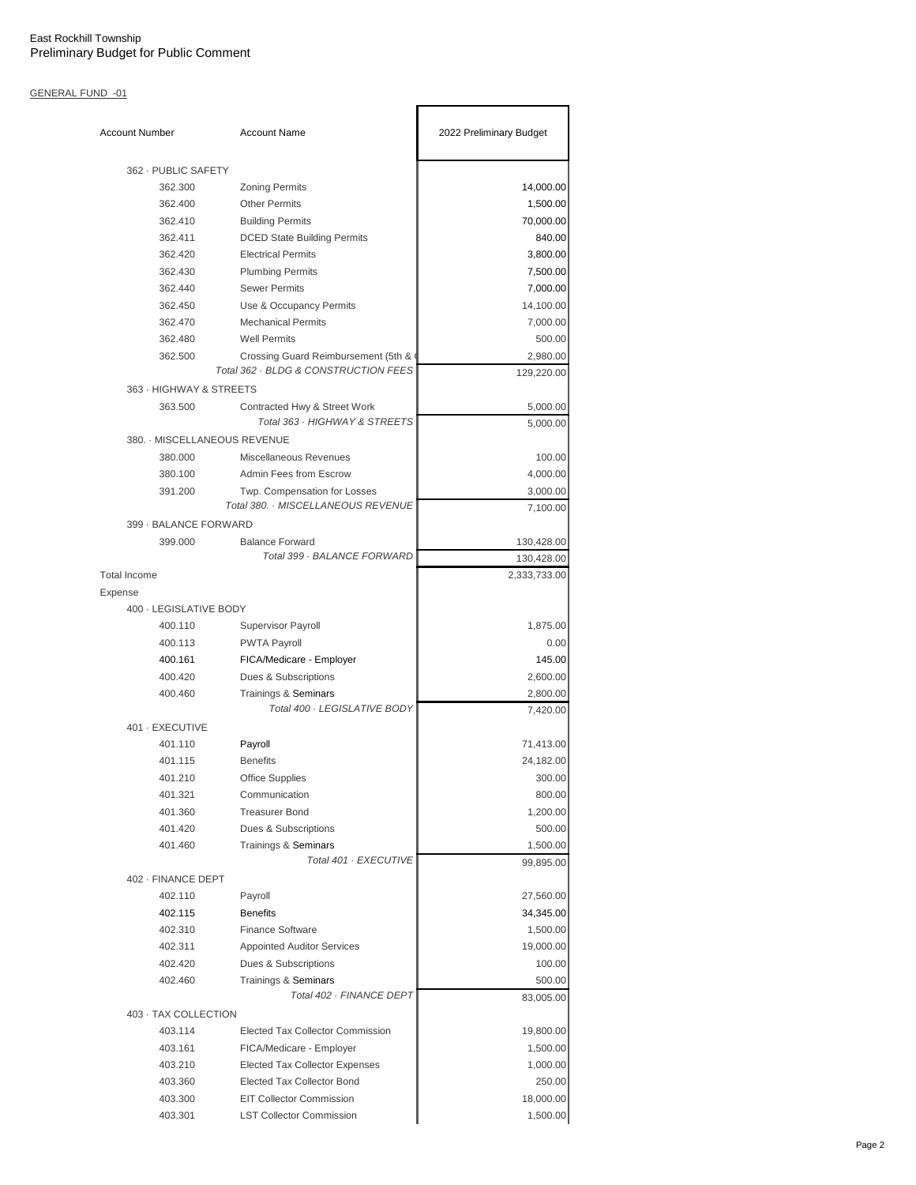East Rockhill Township
Preliminary Budget for Public Comment

GENERAL FUND -01

| Account Number | Account Name | 2022 Preliminary Budget |
|---|---|---|
| 362 · PUBLIC SAFETY | | |
| 362.300 | Zoning Permits | 14,000.00 |
| 362.400 | Other Permits | 1,500.00 |
| 362.410 | Building Permits | 70,000.00 |
| 362.411 | DCED State Building Permits | 840.00 |
| 362.420 | Electrical Permits | 3,800.00 |
| 362.430 | Plumbing Permits | 7,500.00 |
| 362.440 | Sewer Permits | 7,000.00 |
| 362.450 | Use & Occupancy Permits | 14,100.00 |
| 362.470 | Mechanical Permits | 7,000.00 |
| 362.480 | Well Permits | 500.00 |
| 362.500 | Crossing Guard Reimbursement (5th & ( | 2,980.00 |
| | *Total 362 · BLDG & CONSTRUCTION FEES* | 129,220.00 |
| 363 · HIGHWAY & STREETS | | |
| 363.500 | Contracted Hwy & Street Work | 5,000.00 |
| | *Total 363 · HIGHWAY & STREETS* | 5,000.00 |
| 380. · MISCELLANEOUS REVENUE | | |
| 380.000 | Miscellaneous Revenues | 100.00 |
| 380.100 | Admin Fees from Escrow | 4,000.00 |
| 391.200 | Twp. Compensation for Losses | 3,000.00 |
| | *Total 380. · MISCELLANEOUS REVENUE* | 7,100.00 |
| 399 · BALANCE FORWARD | | |
| 399.000 | Balance Forward | 130,428.00 |
| | *Total 399 · BALANCE FORWARD* | 130,428.00 |
| Total Income | | 2,333,733.00 |
| Expense | | |
| 400 · LEGISLATIVE BODY | | |
| 400.110 | Supervisor Payroll | 1,875.00 |
| 400.113 | PWTA Payroll | 0.00 |
| 400.161 | FICA/Medicare - Employer | 145.00 |
| 400.420 | Dues & Subscriptions | 2,600.00 |
| 400.460 | Trainings & Seminars | 2,800.00 |
| | *Total 400 · LEGISLATIVE BODY* | 7,420.00 |
| 401 · EXECUTIVE | | |
| 401.110 | Payroll | 71,413.00 |
| 401.115 | Benefits | 24,182.00 |
| 401.210 | Office Supplies | 300.00 |
| 401.321 | Communication | 800.00 |
| 401.360 | Treasurer Bond | 1,200.00 |
| 401.420 | Dues & Subscriptions | 500.00 |
| 401.460 | Trainings & Seminars | 1,500.00 |
| | *Total 401 · EXECUTIVE* | 99,895.00 |
| 402 · FINANCE DEPT | | |
| 402.110 | Payroll | 27,560.00 |
| 402.115 | Benefits | 34,345.00 |
| 402.310 | Finance Software | 1,500.00 |
| 402.311 | Appointed Auditor Services | 19,000.00 |
| 402.420 | Dues & Subscriptions | 100.00 |
| 402.460 | Trainings & Seminars | 500.00 |
| | *Total 402 · FINANCE DEPT* | 83,005.00 |
| 403 · TAX COLLECTION | | |
| 403.114 | Elected Tax Collector Commission | 19,800.00 |
| 403.161 | FICA/Medicare - Employer | 1,500.00 |
| 403.210 | Elected Tax Collector Expenses | 1,000.00 |
| 403.360 | Elected Tax Collector Bond | 250.00 |
| 403.300 | EIT Collector Commission | 18,000.00 |
| 403.301 | LST Collector Commission | 1,500.00 |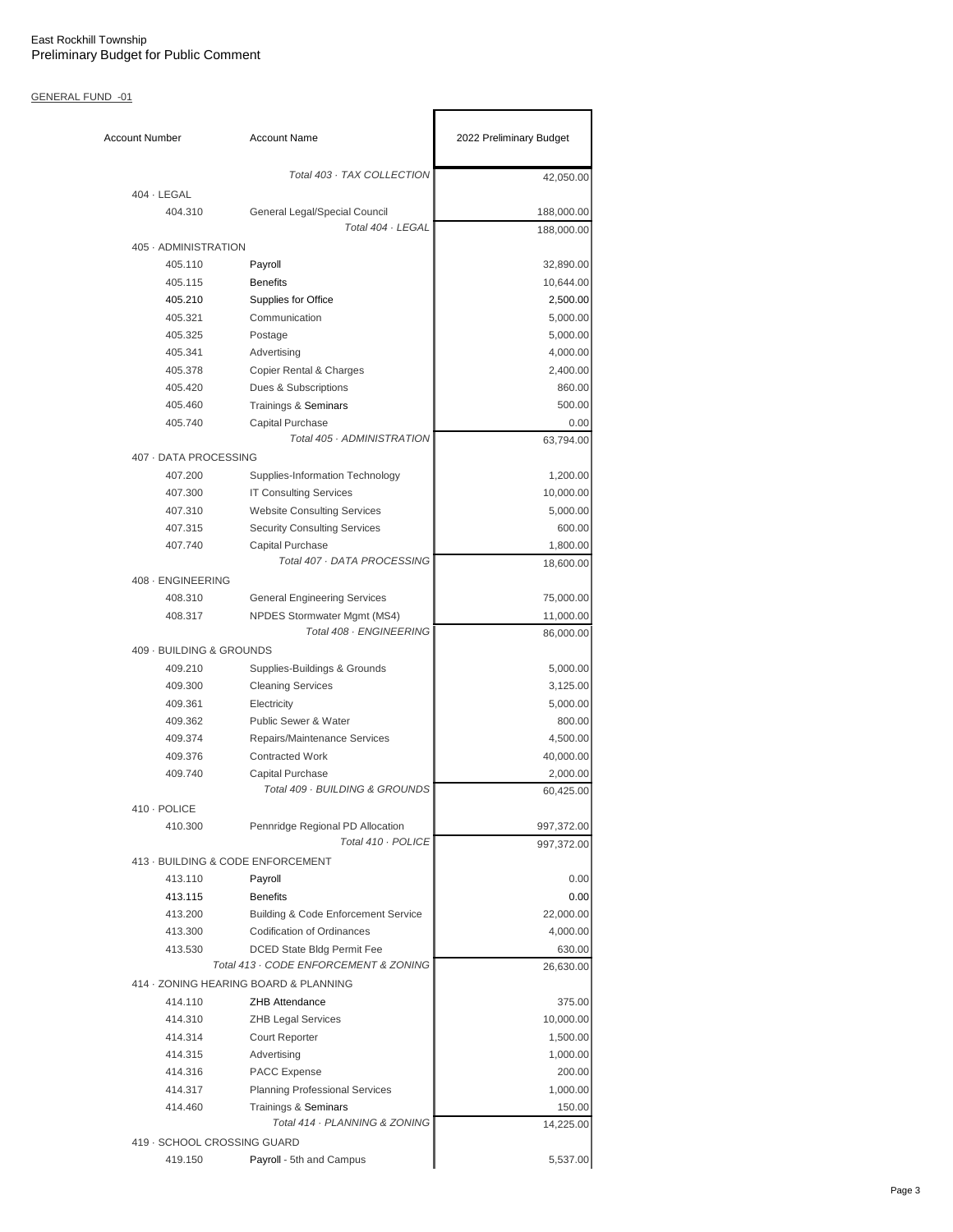East Rockhill Township
Preliminary Budget for Public Comment

GENERAL FUND -01

| Account Number | Account Name | 2022 Preliminary Budget |
|---|---|---|
| | *Total 403 · TAX COLLECTION* | 42,050.00 |
| 404 · LEGAL | | |
| 404.310 | General Legal/Special Council | 188,000.00 |
| | *Total 404 · LEGAL* | 188,000.00 |
| 405 · ADMINISTRATION | | |
| 405.110 | Payroll | 32,890.00 |
| 405.115 | Benefits | 10,644.00 |
| 405.210 | Supplies for Office | 2,500.00 |
| 405.321 | Communication | 5,000.00 |
| 405.325 | Postage | 5,000.00 |
| 405.341 | Advertising | 4,000.00 |
| 405.378 | Copier Rental & Charges | 2,400.00 |
| 405.420 | Dues & Subscriptions | 860.00 |
| 405.460 | Trainings & Seminars | 500.00 |
| 405.740 | Capital Purchase | 0.00 |
| | *Total 405 · ADMINISTRATION* | 63,794.00 |
| 407 · DATA PROCESSING | | |
| 407.200 | Supplies-Information Technology | 1,200.00 |
| 407.300 | IT Consulting Services | 10,000.00 |
| 407.310 | Website Consulting Services | 5,000.00 |
| 407.315 | Security Consulting Services | 600.00 |
| 407.740 | Capital Purchase | 1,800.00 |
| | *Total 407 · DATA PROCESSING* | 18,600.00 |
| 408 · ENGINEERING | | |
| 408.310 | General Engineering Services | 75,000.00 |
| 408.317 | NPDES Stormwater Mgmt (MS4) | 11,000.00 |
| | *Total 408 · ENGINEERING* | 86,000.00 |
| 409 · BUILDING & GROUNDS | | |
| 409.210 | Supplies-Buildings & Grounds | 5,000.00 |
| 409.300 | Cleaning Services | 3,125.00 |
| 409.361 | Electricity | 5,000.00 |
| 409.362 | Public Sewer & Water | 800.00 |
| 409.374 | Repairs/Maintenance Services | 4,500.00 |
| 409.376 | Contracted Work | 40,000.00 |
| 409.740 | Capital Purchase | 2,000.00 |
| | *Total 409 · BUILDING & GROUNDS* | 60,425.00 |
| 410 · POLICE | | |
| 410.300 | Pennridge Regional PD Allocation | 997,372.00 |
| | *Total 410 · POLICE* | 997,372.00 |
| 413 · BUILDING & CODE ENFORCEMENT | | |
| 413.110 | Payroll | 0.00 |
| 413.115 | Benefits | 0.00 |
| 413.200 | Building & Code Enforcement Service | 22,000.00 |
| 413.300 | Codification of Ordinances | 4,000.00 |
| 413.530 | DCED State Bldg Permit Fee | 630.00 |
| | *Total 413 · CODE ENFORCEMENT & ZONING* | 26,630.00 |
| 414 · ZONING HEARING BOARD & PLANNING | | |
| 414.110 | ZHB Attendance | 375.00 |
| 414.310 | ZHB Legal Services | 10,000.00 |
| 414.314 | Court Reporter | 1,500.00 |
| 414.315 | Advertising | 1,000.00 |
| 414.316 | PACC Expense | 200.00 |
| 414.317 | Planning Professional Services | 1,000.00 |
| 414.460 | Trainings & Seminars | 150.00 |
| | *Total 414 · PLANNING & ZONING* | 14,225.00 |
| 419 · SCHOOL CROSSING GUARD | | |
| 419.150 | Payroll - 5th and Campus | 5,537.00 |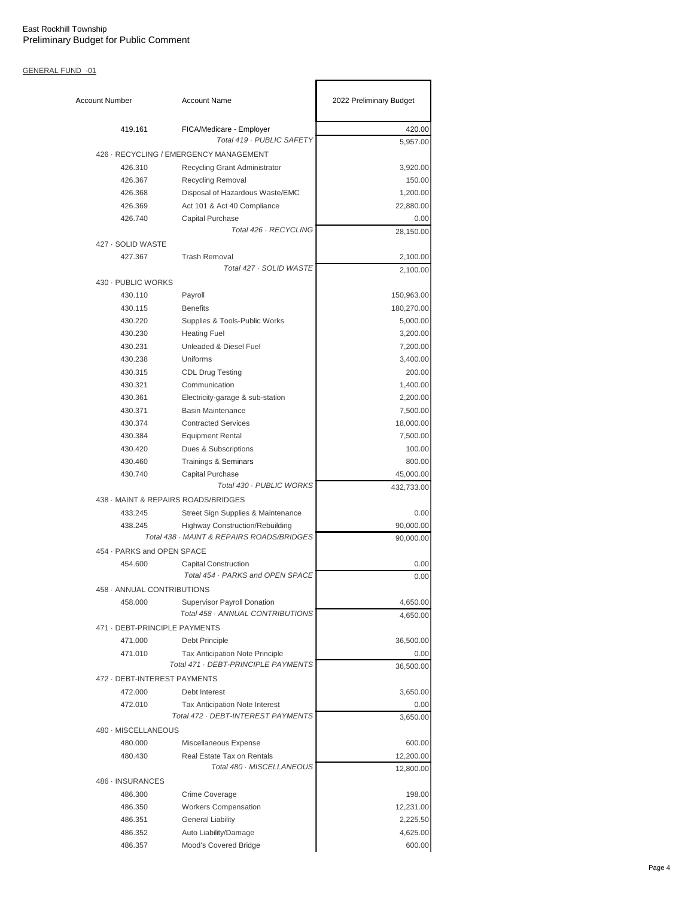East Rockhill Township
Preliminary Budget for Public Comment

GENERAL FUND -01

| Account Number | Account Name | 2022 Preliminary Budget |
|---|---|---|
| 419.161 | FICA/Medicare - Employer | 420.00 |
| | *Total 419 · PUBLIC SAFETY* | 5,957.00 |
| 426 · RECYCLING / EMERGENCY MANAGEMENT | | |
| 426.310 | Recycling Grant Administrator | 3,920.00 |
| 426.367 | Recycling Removal | 150.00 |
| 426.368 | Disposal of Hazardous Waste/EMC | 1,200.00 |
| 426.369 | Act 101 & Act 40 Compliance | 22,880.00 |
| 426.740 | Capital Purchase | 0.00 |
| | *Total 426 · RECYCLING* | 28,150.00 |
| 427 · SOLID WASTE | | |
| 427.367 | Trash Removal | 2,100.00 |
| | *Total 427 · SOLID WASTE* | 2,100.00 |
| 430 · PUBLIC WORKS | | |
| 430.110 | Payroll | 150,963.00 |
| 430.115 | Benefits | 180,270.00 |
| 430.220 | Supplies & Tools-Public Works | 5,000.00 |
| 430.230 | Heating Fuel | 3,200.00 |
| 430.231 | Unleaded & Diesel Fuel | 7,200.00 |
| 430.238 | Uniforms | 3,400.00 |
| 430.315 | CDL Drug Testing | 200.00 |
| 430.321 | Communication | 1,400.00 |
| 430.361 | Electricity-garage & sub-station | 2,200.00 |
| 430.371 | Basin Maintenance | 7,500.00 |
| 430.374 | Contracted Services | 18,000.00 |
| 430.384 | Equipment Rental | 7,500.00 |
| 430.420 | Dues & Subscriptions | 100.00 |
| 430.460 | Trainings & Seminars | 800.00 |
| 430.740 | Capital Purchase | 45,000.00 |
| | *Total 430 · PUBLIC WORKS* | 432,733.00 |
| 438 · MAINT & REPAIRS ROADS/BRIDGES | | |
| 433.245 | Street Sign Supplies & Maintenance | 0.00 |
| 438.245 | Highway Construction/Rebuilding | 90,000.00 |
| | *Total 438 · MAINT & REPAIRS ROADS/BRIDGES* | 90,000.00 |
| 454 · PARKS and OPEN SPACE | | |
| 454.600 | Capital Construction | 0.00 |
| | *Total 454 · PARKS and OPEN SPACE* | 0.00 |
| 458 · ANNUAL CONTRIBUTIONS | | |
| 458.000 | Supervisor Payroll Donation | 4,650.00 |
| | *Total 458 · ANNUAL CONTRIBUTIONS* | 4,650.00 |
| 471 · DEBT-PRINCIPLE PAYMENTS | | |
| 471.000 | Debt Principle | 36,500.00 |
| 471.010 | Tax Anticipation Note Principle | 0.00 |
| | *Total 471 · DEBT-PRINCIPLE PAYMENTS* | 36,500.00 |
| 472 · DEBT-INTEREST PAYMENTS | | |
| 472.000 | Debt Interest | 3,650.00 |
| 472.010 | Tax Anticipation Note Interest | 0.00 |
| | *Total 472 · DEBT-INTEREST PAYMENTS* | 3,650.00 |
| 480 · MISCELLANEOUS | | |
| 480.000 | Miscellaneous Expense | 600.00 |
| 480.430 | Real Estate Tax on Rentals | 12,200.00 |
| | *Total 480 · MISCELLANEOUS* | 12,800.00 |
| 486 · INSURANCES | | |
| 486.300 | Crime Coverage | 198.00 |
| 486.350 | Workers Compensation | 12,231.00 |
| 486.351 | General Liability | 2,225.50 |
| 486.352 | Auto Liability/Damage | 4,625.00 |
| 486.357 | Mood's Covered Bridge | 600.00 |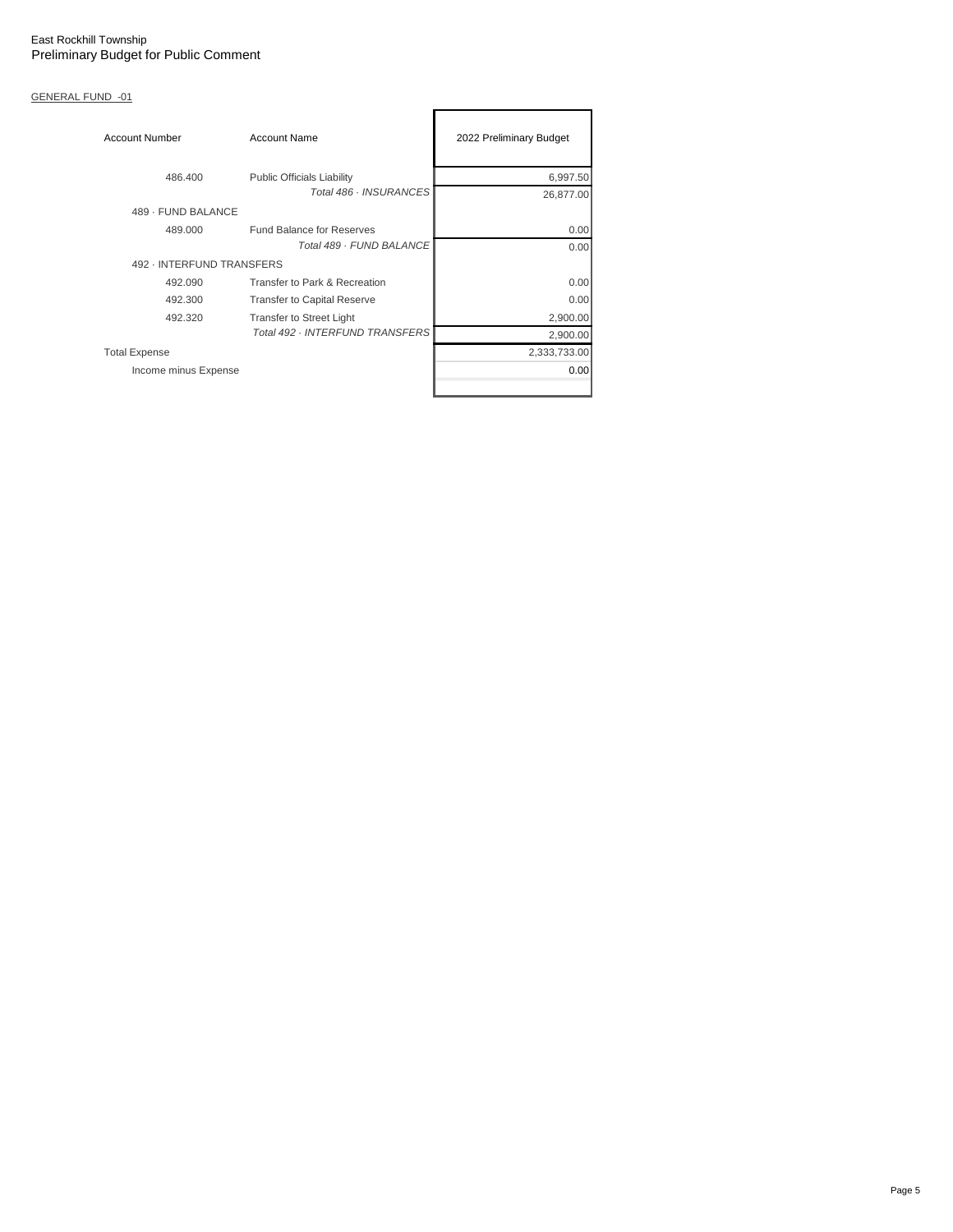East Rockhill Township
Preliminary Budget for Public Comment

GENERAL FUND -01

| Account Number | Account Name | 2022 Preliminary Budget |
|---|---|---|
| 486.400 | Public Officials Liability | 6,997.50 |
| | *Total 486 · INSURANCES* | 26,877.00 |
| 489 · FUND BALANCE | | |
| 489.000 | Fund Balance for Reserves | 0.00 |
| | *Total 489 · FUND BALANCE* | 0.00 |
| 492 · INTERFUND TRANSFERS | | |
| 492.090 | Transfer to Park & Recreation | 0.00 |
| 492.300 | Transfer to Capital Reserve | 0.00 |
| 492.320 | Transfer to Street Light | 2,900.00 |
| | *Total 492 · INTERFUND TRANSFERS* | 2,900.00 |
| Total Expense | | 2,333,733.00 |
| Income minus Expense | | 0.00 |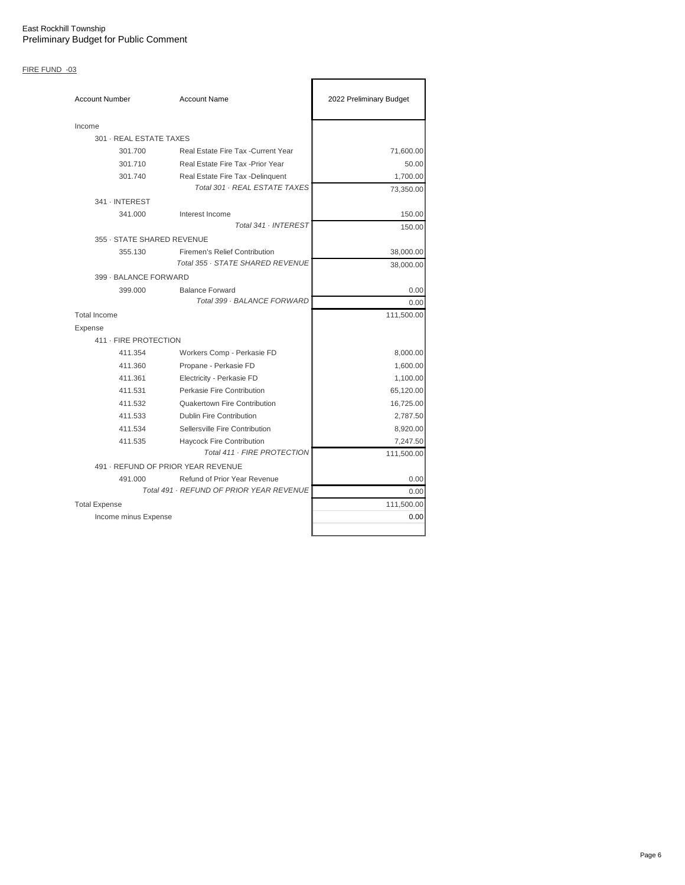East Rockhill Township
Preliminary Budget for Public Comment

FIRE FUND -03

| Account Number | Account Name | 2022 Preliminary Budget |
|---|---|---|
| Income | | |
| 301 · REAL ESTATE TAXES | | |
| 301.700 | Real Estate Fire Tax -Current Year | 71,600.00 |
| 301.710 | Real Estate Fire Tax -Prior Year | 50.00 |
| 301.740 | Real Estate Fire Tax -Delinquent | 1,700.00 |
| | *Total 301 · REAL ESTATE TAXES* | 73,350.00 |
| 341 · INTEREST | | |
| 341.000 | Interest Income | 150.00 |
| | *Total 341 · INTEREST* | 150.00 |
| 355 · STATE SHARED REVENUE | | |
| 355.130 | Firemen's Relief Contribution | 38,000.00 |
| | *Total 355 · STATE SHARED REVENUE* | 38,000.00 |
| 399 · BALANCE FORWARD | | |
| 399.000 | Balance Forward | 0.00 |
| | *Total 399 · BALANCE FORWARD* | 0.00 |
| Total Income | | 111,500.00 |
| Expense | | |
| 411 · FIRE PROTECTION | | |
| 411.354 | Workers Comp - Perkasie FD | 8,000.00 |
| 411.360 | Propane - Perkasie FD | 1,600.00 |
| 411.361 | Electricity - Perkasie FD | 1,100.00 |
| 411.531 | Perkasie Fire Contribution | 65,120.00 |
| 411.532 | Quakertown Fire Contribution | 16,725.00 |
| 411.533 | Dublin Fire Contribution | 2,787.50 |
| 411.534 | Sellersville Fire Contribution | 8,920.00 |
| 411.535 | Haycock Fire Contribution | 7,247.50 |
| | *Total 411 · FIRE PROTECTION* | 111,500.00 |
| 491 · REFUND OF PRIOR YEAR REVENUE | | |
| 491.000 | Refund of Prior Year Revenue | 0.00 |
| | *Total 491 · REFUND OF PRIOR YEAR REVENUE* | 0.00 |
| Total Expense | | 111,500.00 |
| Income minus Expense | | 0.00 |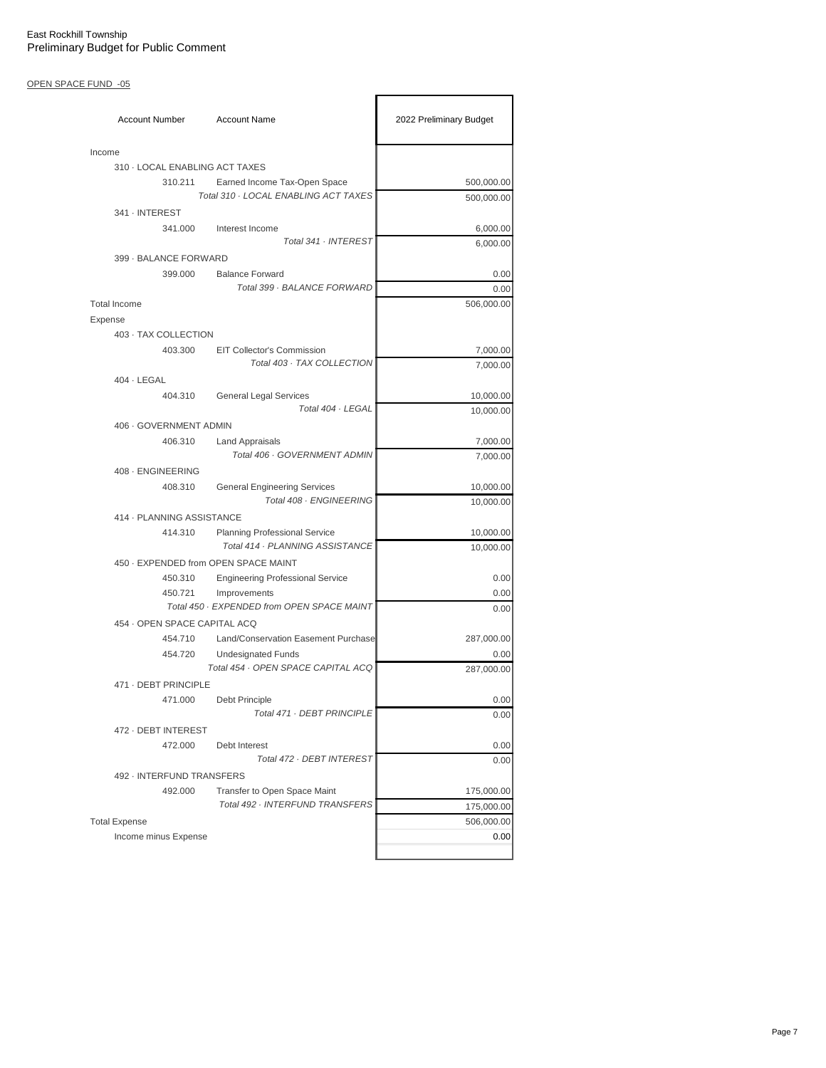East Rockhill Township
Preliminary Budget for Public Comment

OPEN SPACE FUND -05

| Account Number | Account Name | 2022 Preliminary Budget |
|---|---|---|
| Income | | |
| 310 · LOCAL ENABLING ACT TAXES | | |
| 310.211 | Earned Income Tax-Open Space | 500,000.00 |
| | *Total 310 · LOCAL ENABLING ACT TAXES* | 500,000.00 |
| 341 · INTEREST | | |
| 341.000 | Interest Income | 6,000.00 |
| | *Total 341 · INTEREST* | 6,000.00 |
| 399 · BALANCE FORWARD | | |
| 399.000 | Balance Forward | 0.00 |
| | *Total 399 · BALANCE FORWARD* | 0.00 |
| Total Income | | 506,000.00 |
| Expense | | |
| 403 · TAX COLLECTION | | |
| 403.300 | EIT Collector's Commission | 7,000.00 |
| | *Total 403 · TAX COLLECTION* | 7,000.00 |
| 404 · LEGAL | | |
| 404.310 | General Legal Services | 10,000.00 |
| | *Total 404 · LEGAL* | 10,000.00 |
| 406 · GOVERNMENT ADMIN | | |
| 406.310 | Land Appraisals | 7,000.00 |
| | *Total 406 · GOVERNMENT ADMIN* | 7,000.00 |
| 408 · ENGINEERING | | |
| 408.310 | General Engineering Services | 10,000.00 |
| | *Total 408 · ENGINEERING* | 10,000.00 |
| 414 · PLANNING ASSISTANCE | | |
| 414.310 | Planning Professional Service | 10,000.00 |
| | *Total 414 · PLANNING ASSISTANCE* | 10,000.00 |
| 450 · EXPENDED from OPEN SPACE MAINT | | |
| 450.310 | Engineering Professional Service | 0.00 |
| 450.721 | Improvements | 0.00 |
| | *Total 450 · EXPENDED from OPEN SPACE MAINT* | 0.00 |
| 454 · OPEN SPACE CAPITAL ACQ | | |
| 454.710 | Land/Conservation Easement Purchase | 287,000.00 |
| 454.720 | Undesignated Funds | 0.00 |
| | *Total 454 · OPEN SPACE CAPITAL ACQ* | 287,000.00 |
| 471 · DEBT PRINCIPLE | | |
| 471.000 | Debt Principle | 0.00 |
| | *Total 471 · DEBT PRINCIPLE* | 0.00 |
| 472 · DEBT INTEREST | | |
| 472.000 | Debt Interest | 0.00 |
| | *Total 472 · DEBT INTEREST* | 0.00 |
| 492 · INTERFUND TRANSFERS | | |
| 492.000 | Transfer to Open Space Maint | 175,000.00 |
| | *Total 492 · INTERFUND TRANSFERS* | 175,000.00 |
| Total Expense | | 506,000.00 |
| Income minus Expense | | 0.00 |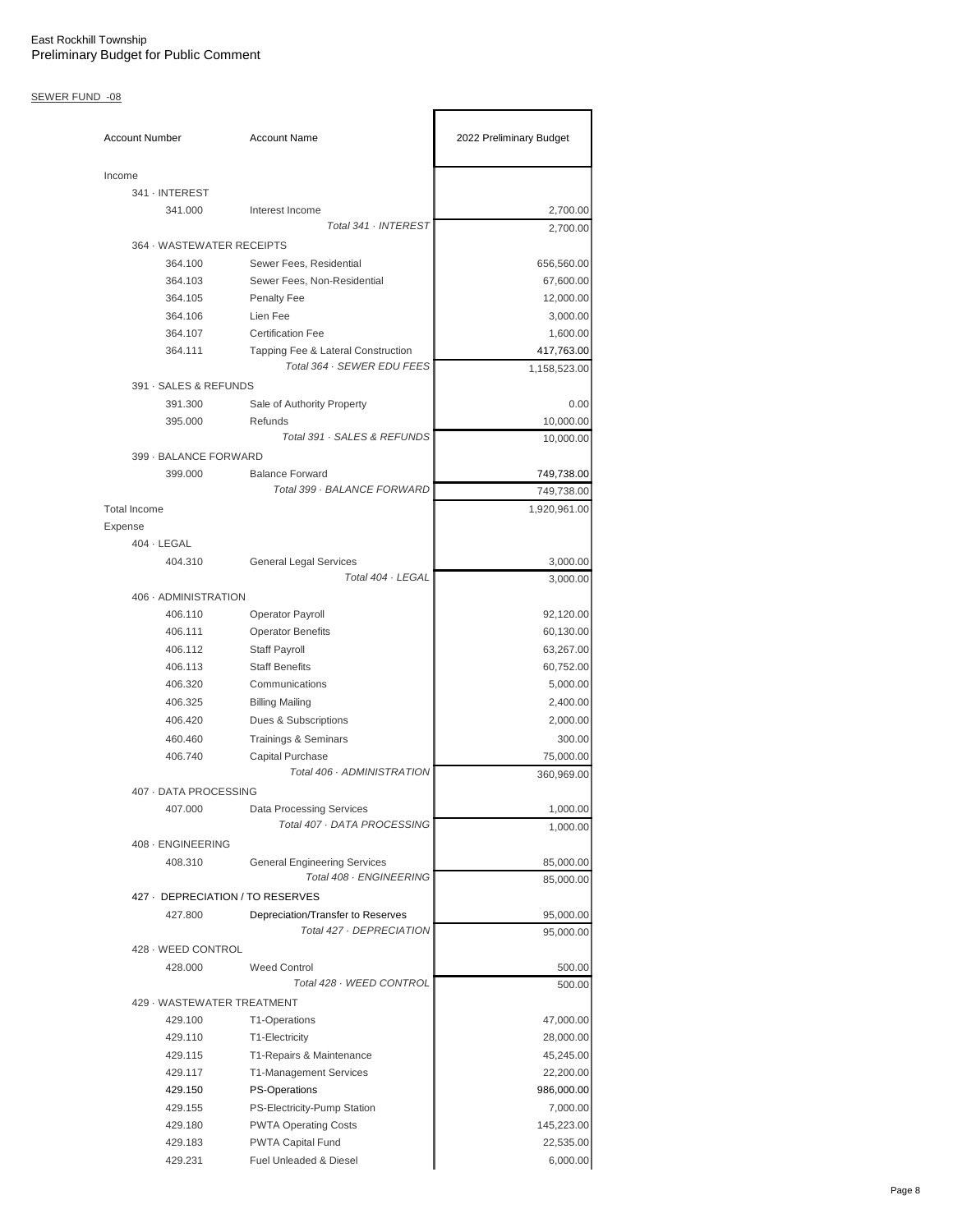East Rockhill Township
Preliminary Budget for Public Comment

SEWER FUND -08

| Account Number | Account Name | 2022 Preliminary Budget |
|---|---|---|
| Income | | |
| 341 · INTEREST | | |
| 341.000 | Interest Income | 2,700.00 |
| | *Total 341 · INTEREST* | 2,700.00 |
| 364 · WASTEWATER RECEIPTS | | |
| 364.100 | Sewer Fees, Residential | 656,560.00 |
| 364.103 | Sewer Fees, Non-Residential | 67,600.00 |
| 364.105 | Penalty Fee | 12,000.00 |
| 364.106 | Lien Fee | 3,000.00 |
| 364.107 | Certification Fee | 1,600.00 |
| 364.111 | Tapping Fee & Lateral Construction | 417,763.00 |
| | *Total 364 · SEWER EDU FEES* | 1,158,523.00 |
| 391 · SALES & REFUNDS | | |
| 391.300 | Sale of Authority Property | 0.00 |
| 395.000 | Refunds | 10,000.00 |
| | *Total 391 · SALES & REFUNDS* | 10,000.00 |
| 399 · BALANCE FORWARD | | |
| 399.000 | Balance Forward | 749,738.00 |
| | *Total 399 · BALANCE FORWARD* | 749,738.00 |
| Total Income | | 1,920,961.00 |
| Expense | | |
| 404 · LEGAL | | |
| 404.310 | General Legal Services | 3,000.00 |
| | *Total 404 · LEGAL* | 3,000.00 |
| 406 · ADMINISTRATION | | |
| 406.110 | Operator Payroll | 92,120.00 |
| 406.111 | Operator Benefits | 60,130.00 |
| 406.112 | Staff Payroll | 63,267.00 |
| 406.113 | Staff Benefits | 60,752.00 |
| 406.320 | Communications | 5,000.00 |
| 406.325 | Billing Mailing | 2,400.00 |
| 406.420 | Dues & Subscriptions | 2,000.00 |
| 460.460 | Trainings & Seminars | 300.00 |
| 406.740 | Capital Purchase | 75,000.00 |
| | *Total 406 · ADMINISTRATION* | 360,969.00 |
| 407 · DATA PROCESSING | | |
| 407.000 | Data Processing Services | 1,000.00 |
| | *Total 407 · DATA PROCESSING* | 1,000.00 |
| 408 · ENGINEERING | | |
| 408.310 | General Engineering Services | 85,000.00 |
| | *Total 408 · ENGINEERING* | 85,000.00 |
| 427 · DEPRECIATION / TO RESERVES | | |
| 427.800 | Depreciation/Transfer to Reserves | 95,000.00 |
| | *Total 427 · DEPRECIATION* | 95,000.00 |
| 428 · WEED CONTROL | | |
| 428.000 | Weed Control | 500.00 |
| | *Total 428 · WEED CONTROL* | 500.00 |
| 429 · WASTEWATER TREATMENT | | |
| 429.100 | T1-Operations | 47,000.00 |
| 429.110 | T1-Electricity | 28,000.00 |
| 429.115 | T1-Repairs & Maintenance | 45,245.00 |
| 429.117 | T1-Management Services | 22,200.00 |
| 429.150 | PS-Operations | 986,000.00 |
| 429.155 | PS-Electricity-Pump Station | 7,000.00 |
| 429.180 | PWTA Operating Costs | 145,223.00 |
| 429.183 | PWTA Capital Fund | 22,535.00 |
| 429.231 | Fuel Unleaded & Diesel | 6,000.00 |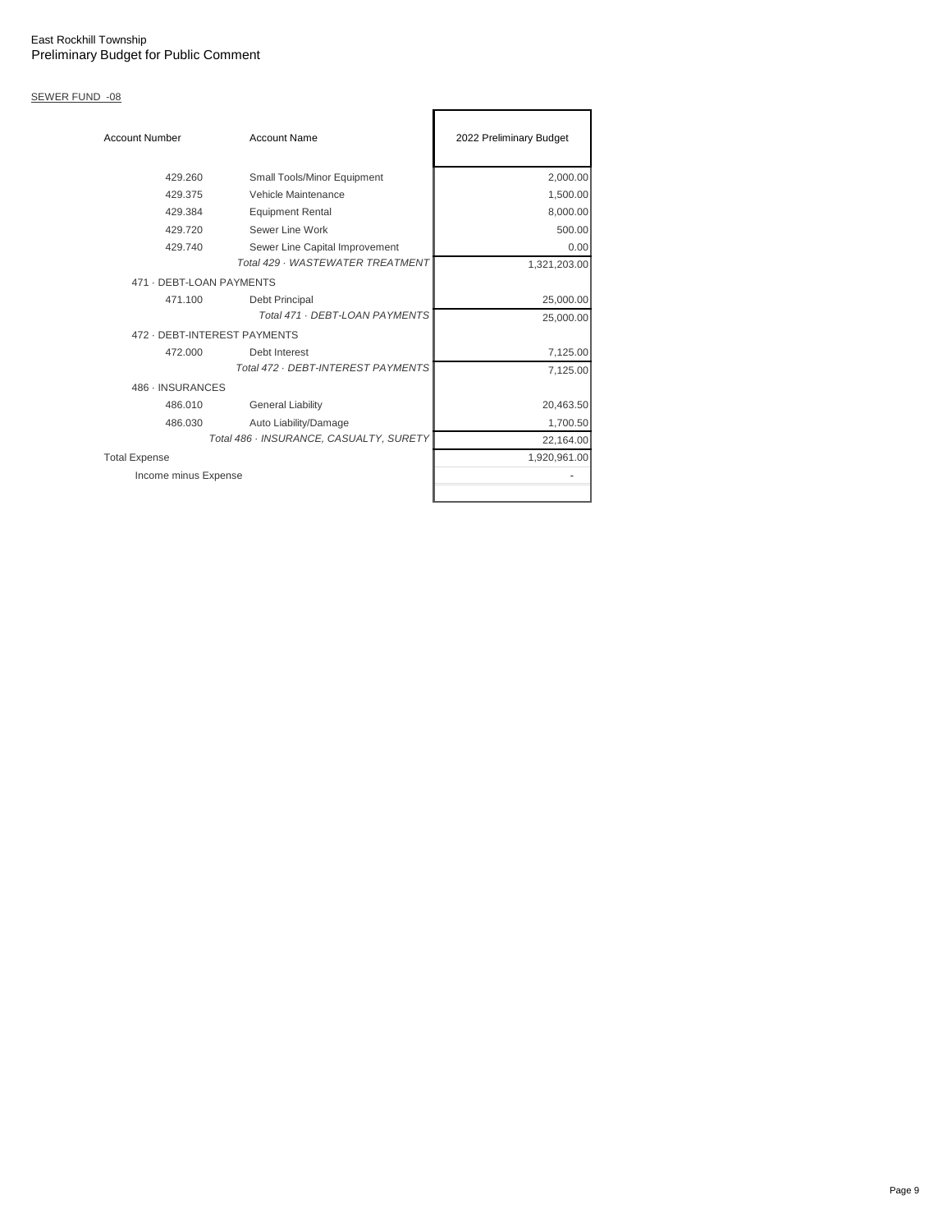East Rockhill Township
Preliminary Budget for Public Comment

SEWER FUND -08

| Account Number | Account Name | 2022 Preliminary Budget |
|---|---|---|
| 429.260 | Small Tools/Minor Equipment | 2,000.00 |
| 429.375 | Vehicle Maintenance | 1,500.00 |
| 429.384 | Equipment Rental | 8,000.00 |
| 429.720 | Sewer Line Work | 500.00 |
| 429.740 | Sewer Line Capital Improvement | 0.00 |
| | *Total 429 · WASTEWATER TREATMENT* | 1,321,203.00 |
| 471 · DEBT-LOAN PAYMENTS | | |
| 471.100 | Debt Principal | 25,000.00 |
| | *Total 471 · DEBT-LOAN PAYMENTS* | 25,000.00 |
| 472 · DEBT-INTEREST PAYMENTS | | |
| 472.000 | Debt Interest | 7,125.00 |
| | *Total 472 · DEBT-INTEREST PAYMENTS* | 7,125.00 |
| 486 · INSURANCES | | |
| 486.010 | General Liability | 20,463.50 |
| 486.030 | Auto Liability/Damage | 1,700.50 |
| | *Total 486 · INSURANCE, CASUALTY, SURETY* | 22,164.00 |
| Total Expense | | 1,920,961.00 |
| Income minus Expense | | - |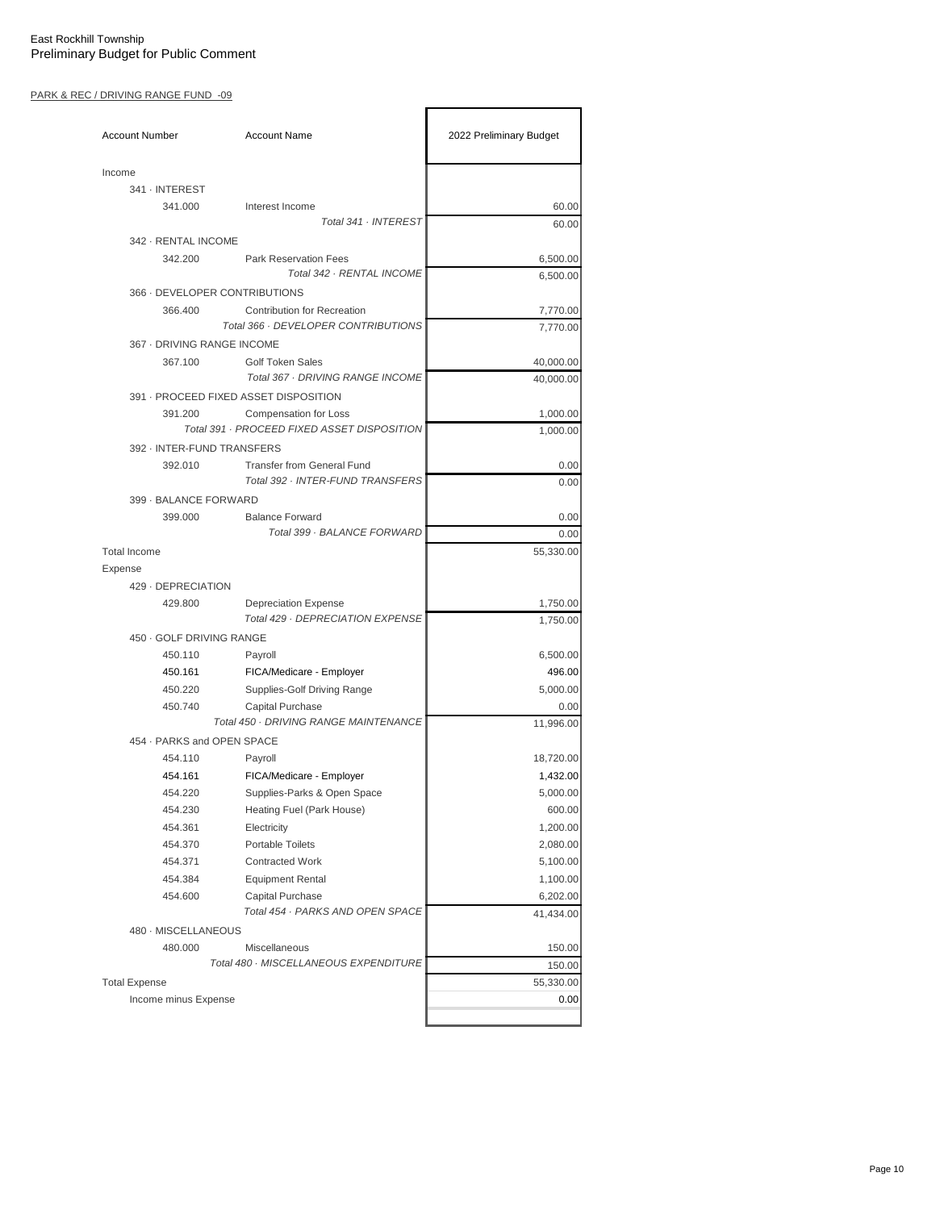East Rockhill Township
Preliminary Budget for Public Comment

PARK & REC / DRIVING RANGE FUND -09

| Account Number | Account Name | 2022 Preliminary Budget |
|---|---|---|
| Income | | |
| 341 · INTEREST | | |
| 341.000 | Interest Income | 60.00 |
| | *Total 341 · INTEREST* | 60.00 |
| 342 · RENTAL INCOME | | |
| 342.200 | Park Reservation Fees | 6,500.00 |
| | *Total 342 · RENTAL INCOME* | 6,500.00 |
| 366 · DEVELOPER CONTRIBUTIONS | | |
| 366.400 | Contribution for Recreation | 7,770.00 |
| | *Total 366 · DEVELOPER CONTRIBUTIONS* | 7,770.00 |
| 367 · DRIVING RANGE INCOME | | |
| 367.100 | Golf Token Sales | 40,000.00 |
| | *Total 367 · DRIVING RANGE INCOME* | 40,000.00 |
| 391 · PROCEED FIXED ASSET DISPOSITION | | |
| 391.200 | Compensation for Loss | 1,000.00 |
| | *Total 391 · PROCEED FIXED ASSET DISPOSITION* | 1,000.00 |
| 392 · INTER-FUND TRANSFERS | | |
| 392.010 | Transfer from General Fund | 0.00 |
| | *Total 392 · INTER-FUND TRANSFERS* | 0.00 |
| 399 · BALANCE FORWARD | | |
| 399.000 | Balance Forward | 0.00 |
| | *Total 399 · BALANCE FORWARD* | 0.00 |
| Total Income | | 55,330.00 |
| Expense | | |
| 429 · DEPRECIATION | | |
| 429.800 | Depreciation Expense | 1,750.00 |
| | *Total 429 · DEPRECIATION EXPENSE* | 1,750.00 |
| 450 · GOLF DRIVING RANGE | | |
| 450.110 | Payroll | 6,500.00 |
| 450.161 | FICA/Medicare - Employer | 496.00 |
| 450.220 | Supplies-Golf Driving Range | 5,000.00 |
| 450.740 | Capital Purchase | 0.00 |
| | *Total 450 · DRIVING RANGE MAINTENANCE* | 11,996.00 |
| 454 · PARKS and OPEN SPACE | | |
| 454.110 | Payroll | 18,720.00 |
| 454.161 | FICA/Medicare - Employer | 1,432.00 |
| 454.220 | Supplies-Parks & Open Space | 5,000.00 |
| 454.230 | Heating Fuel (Park House) | 600.00 |
| 454.361 | Electricity | 1,200.00 |
| 454.370 | Portable Toilets | 2,080.00 |
| 454.371 | Contracted Work | 5,100.00 |
| 454.384 | Equipment Rental | 1,100.00 |
| 454.600 | Capital Purchase | 6,202.00 |
| | *Total 454 · PARKS AND OPEN SPACE* | 41,434.00 |
| 480 · MISCELLANEOUS | | |
| 480.000 | Miscellaneous | 150.00 |
| | *Total 480 · MISCELLANEOUS EXPENDITURE* | 150.00 |
| Total Expense | | 55,330.00 |
| Income minus Expense | | 0.00 |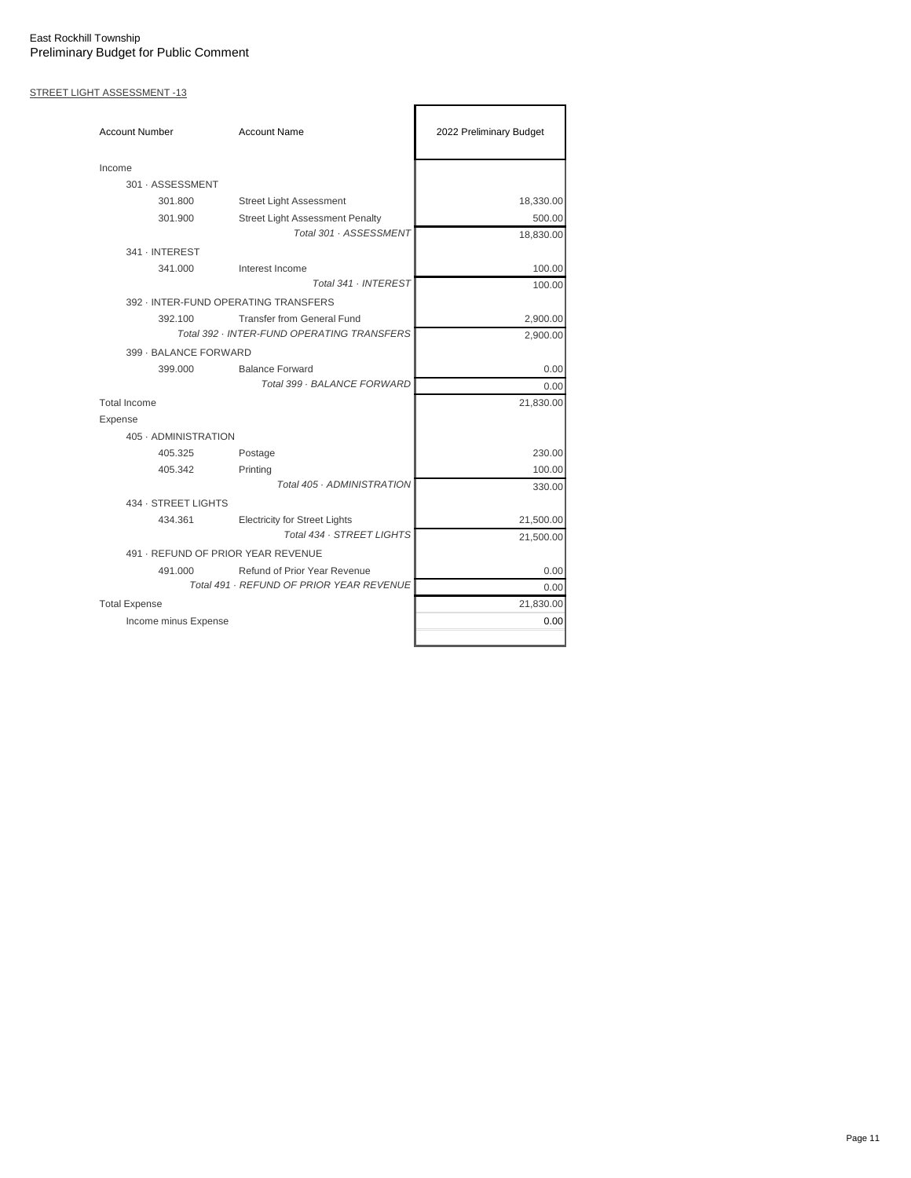East Rockhill Township
Preliminary Budget for Public Comment

STREET LIGHT ASSESSMENT -13

| Account Number | Account Name | 2022 Preliminary Budget |
|---|---|---|
| Income | | |
| 301 · ASSESSMENT | | |
| 301.800 | Street Light Assessment | 18,330.00 |
| 301.900 | Street Light Assessment Penalty | 500.00 |
| | *Total 301 · ASSESSMENT* | 18,830.00 |
| 341 · INTEREST | | |
| 341.000 | Interest Income | 100.00 |
| | *Total 341 · INTEREST* | 100.00 |
| 392 · INTER-FUND OPERATING TRANSFERS | | |
| 392.100 | Transfer from General Fund | 2,900.00 |
| | *Total 392 · INTER-FUND OPERATING TRANSFERS* | 2,900.00 |
| 399 · BALANCE FORWARD | | |
| 399.000 | Balance Forward | 0.00 |
| | *Total 399 · BALANCE FORWARD* | 0.00 |
| Total Income | | 21,830.00 |
| Expense | | |
| 405 · ADMINISTRATION | | |
| 405.325 | Postage | 230.00 |
| 405.342 | Printing | 100.00 |
| | *Total 405 · ADMINISTRATION* | 330.00 |
| 434 · STREET LIGHTS | | |
| 434.361 | Electricity for Street Lights | 21,500.00 |
| | *Total 434 · STREET LIGHTS* | 21,500.00 |
| 491 · REFUND OF PRIOR YEAR REVENUE | | |
| 491.000 | Refund of Prior Year Revenue | 0.00 |
| | *Total 491 · REFUND OF PRIOR YEAR REVENUE* | 0.00 |
| Total Expense | | 21,830.00 |
| Income minus Expense | | 0.00 |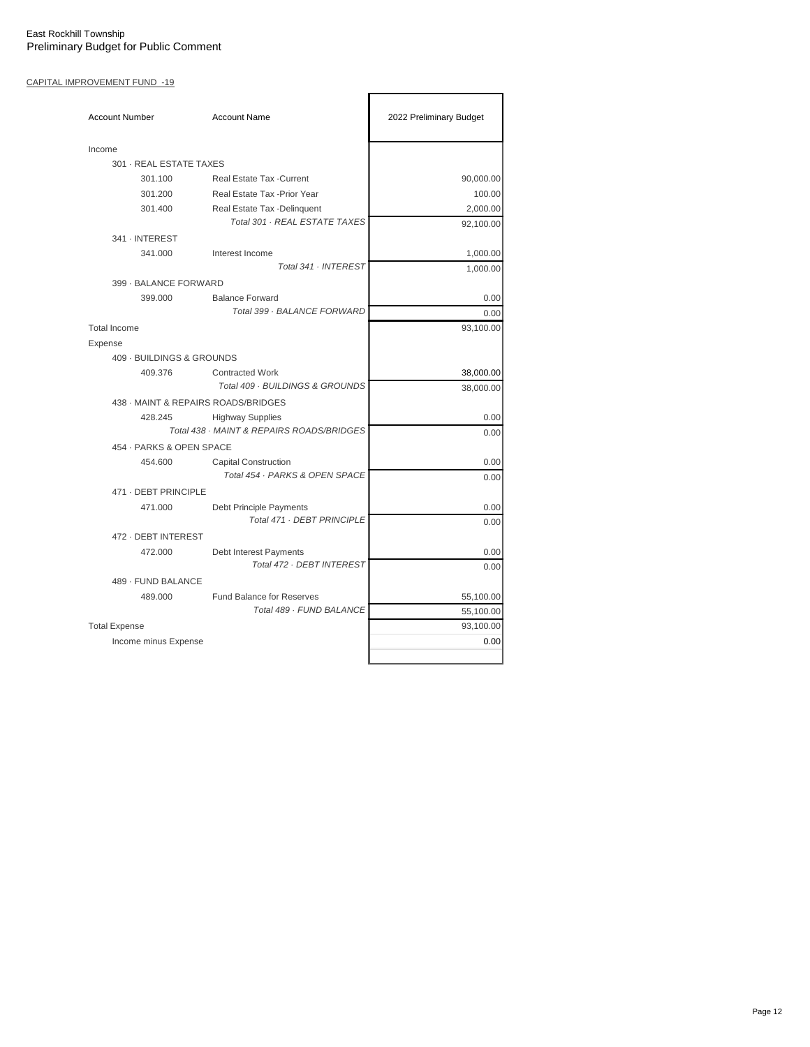East Rockhill Township
Preliminary Budget for Public Comment

CAPITAL IMPROVEMENT FUND -19

| Account Number | Account Name | 2022 Preliminary Budget |
|---|---|---|
| Income | | |
| 301 · REAL ESTATE TAXES | | |
| 301.100 | Real Estate Tax -Current | 90,000.00 |
| 301.200 | Real Estate Tax -Prior Year | 100.00 |
| 301.400 | Real Estate Tax -Delinquent | 2,000.00 |
| | *Total 301 · REAL ESTATE TAXES* | 92,100.00 |
| 341 · INTEREST | | |
| 341.000 | Interest Income | 1,000.00 |
| | *Total 341 · INTEREST* | 1,000.00 |
| 399 · BALANCE FORWARD | | |
| 399.000 | Balance Forward | 0.00 |
| | *Total 399 · BALANCE FORWARD* | 0.00 |
| Total Income | | 93,100.00 |
| Expense | | |
| 409 · BUILDINGS & GROUNDS | | |
| 409.376 | Contracted Work | 38,000.00 |
| | *Total 409 · BUILDINGS & GROUNDS* | 38,000.00 |
| 438 · MAINT & REPAIRS ROADS/BRIDGES | | |
| 428.245 | Highway Supplies | 0.00 |
| | *Total 438 · MAINT & REPAIRS ROADS/BRIDGES* | 0.00 |
| 454 · PARKS & OPEN SPACE | | |
| 454.600 | Capital Construction | 0.00 |
| | *Total 454 · PARKS & OPEN SPACE* | 0.00 |
| 471 · DEBT PRINCIPLE | | |
| 471.000 | Debt Principle Payments | 0.00 |
| | *Total 471 · DEBT PRINCIPLE* | 0.00 |
| 472 · DEBT INTEREST | | |
| 472.000 | Debt Interest Payments | 0.00 |
| | *Total 472 · DEBT INTEREST* | 0.00 |
| 489 · FUND BALANCE | | |
| 489.000 | Fund Balance for Reserves | 55,100.00 |
| | *Total 489 · FUND BALANCE* | 55,100.00 |
| Total Expense | | 93,100.00 |
| Income minus Expense | | 0.00 |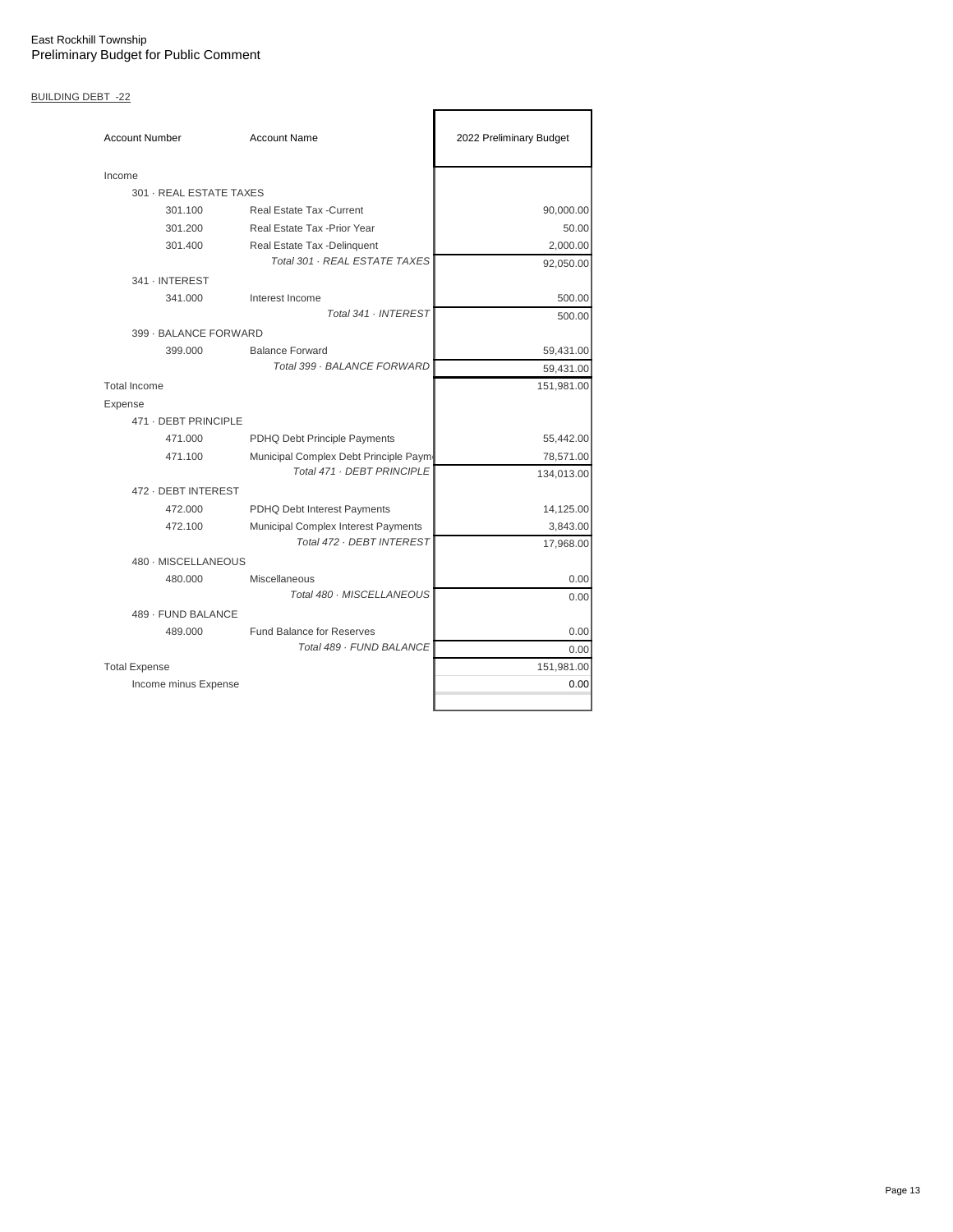East Rockhill Township
Preliminary Budget for Public Comment

BUILDING DEBT -22

| Account Number | Account Name | 2022 Preliminary Budget |
|---|---|---|
| Income | | |
| 301 · REAL ESTATE TAXES | | |
| 301.100 | Real Estate Tax -Current | 90,000.00 |
| 301.200 | Real Estate Tax -Prior Year | 50.00 |
| 301.400 | Real Estate Tax -Delinquent | 2,000.00 |
| | *Total 301 · REAL ESTATE TAXES* | 92,050.00 |
| 341 · INTEREST | | |
| 341.000 | Interest Income | 500.00 |
| | *Total 341 · INTEREST* | 500.00 |
| 399 · BALANCE FORWARD | | |
| 399.000 | Balance Forward | 59,431.00 |
| | *Total 399 · BALANCE FORWARD* | 59,431.00 |
| Total Income | | 151,981.00 |
| Expense | | |
| 471 · DEBT PRINCIPLE | | |
| 471.000 | PDHQ Debt Principle Payments | 55,442.00 |
| 471.100 | Municipal Complex Debt Principle Paym | 78,571.00 |
| | *Total 471 · DEBT PRINCIPLE* | 134,013.00 |
| 472 · DEBT INTEREST | | |
| 472.000 | PDHQ Debt Interest Payments | 14,125.00 |
| 472.100 | Municipal Complex Interest Payments | 3,843.00 |
| | *Total 472 · DEBT INTEREST* | 17,968.00 |
| 480 · MISCELLANEOUS | | |
| 480.000 | Miscellaneous | 0.00 |
| | *Total 480 · MISCELLANEOUS* | 0.00 |
| 489 · FUND BALANCE | | |
| 489.000 | Fund Balance for Reserves | 0.00 |
| | *Total 489 · FUND BALANCE* | 0.00 |
| Total Expense | | 151,981.00 |
| Income minus Expense | | 0.00 |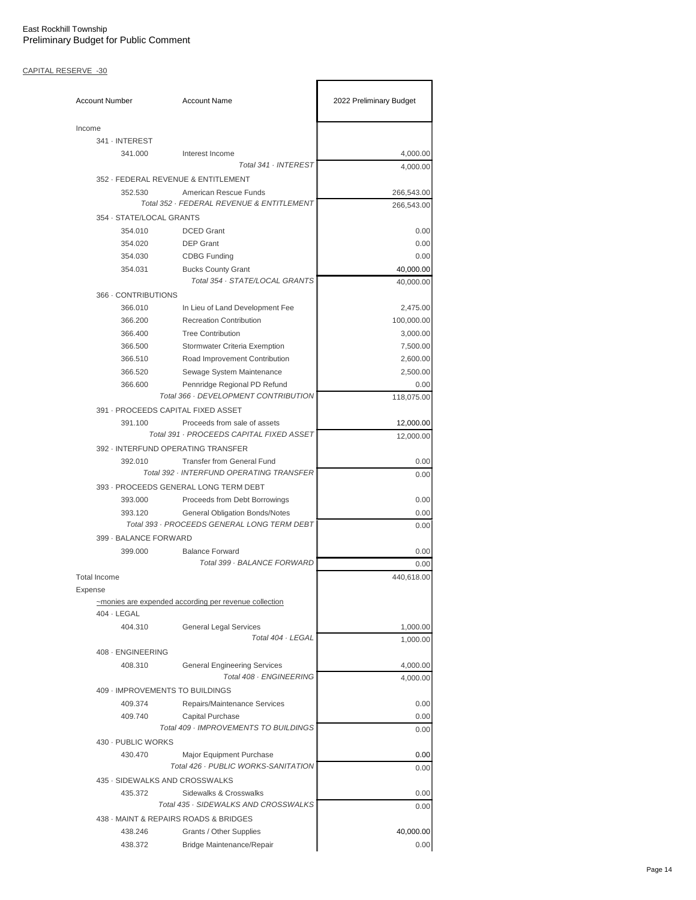East Rockhill Township
Preliminary Budget for Public Comment

CAPITAL RESERVE -30

| Account Number | Account Name | 2022 Preliminary Budget |
|---|---|---|
| Income | | |
| 341 · INTEREST | | |
| 341.000 | Interest Income | 4,000.00 |
| | *Total 341 · INTEREST* | 4,000.00 |
| 352 · FEDERAL REVENUE & ENTITLEMENT | | |
| 352.530 | American Rescue Funds | 266,543.00 |
| | *Total 352 · FEDERAL REVENUE & ENTITLEMENT* | 266,543.00 |
| 354 · STATE/LOCAL GRANTS | | |
| 354.010 | DCED Grant | 0.00 |
| 354.020 | DEP Grant | 0.00 |
| 354.030 | CDBG Funding | 0.00 |
| 354.031 | Bucks County Grant | 40,000.00 |
| | *Total 354 · STATE/LOCAL GRANTS* | 40,000.00 |
| 366 · CONTRIBUTIONS | | |
| 366.010 | In Lieu of Land Development Fee | 2,475.00 |
| 366.200 | Recreation Contribution | 100,000.00 |
| 366.400 | Tree Contribution | 3,000.00 |
| 366.500 | Stormwater Criteria Exemption | 7,500.00 |
| 366.510 | Road Improvement Contribution | 2,600.00 |
| 366.520 | Sewage System Maintenance | 2,500.00 |
| 366.600 | Pennridge Regional PD Refund | 0.00 |
| | *Total 366 · DEVELOPMENT CONTRIBUTION* | 118,075.00 |
| 391 · PROCEEDS CAPITAL FIXED ASSET | | |
| 391.100 | Proceeds from sale of assets | 12,000.00 |
| | *Total 391 · PROCEEDS CAPITAL FIXED ASSET* | 12,000.00 |
| 392 · INTERFUND OPERATING TRANSFER | | |
| 392.010 | Transfer from General Fund | 0.00 |
| | *Total 392 · INTERFUND OPERATING TRANSFER* | 0.00 |
| 393 · PROCEEDS GENERAL LONG TERM DEBT | | |
| 393.000 | Proceeds from Debt Borrowings | 0.00 |
| 393.120 | General Obligation Bonds/Notes | 0.00 |
| | *Total 393 · PROCEEDS GENERAL LONG TERM DEBT* | 0.00 |
| 399 · BALANCE FORWARD | | |
| 399.000 | Balance Forward | 0.00 |
| | *Total 399 · BALANCE FORWARD* | 0.00 |
| Total Income | | 440,618.00 |
| Expense | | |
| ~monies are expended according per revenue collection | | |
| 404 · LEGAL | | |
| 404.310 | General Legal Services | 1,000.00 |
| | *Total 404 · LEGAL* | 1,000.00 |
| 408 · ENGINEERING | | |
| 408.310 | General Engineering Services | 4,000.00 |
| | *Total 408 · ENGINEERING* | 4,000.00 |
| 409 · IMPROVEMENTS TO BUILDINGS | | |
| 409.374 | Repairs/Maintenance Services | 0.00 |
| 409.740 | Capital Purchase | 0.00 |
| | *Total 409 · IMPROVEMENTS TO BUILDINGS* | 0.00 |
| 430 · PUBLIC WORKS | | |
| 430.470 | Major Equipment Purchase | 0.00 |
| | *Total 426 · PUBLIC WORKS-SANITATION* | 0.00 |
| 435 · SIDEWALKS AND CROSSWALKS | | |
| 435.372 | Sidewalks & Crosswalks | 0.00 |
| | *Total 435 · SIDEWALKS AND CROSSWALKS* | 0.00 |
| 438 · MAINT & REPAIRS ROADS & BRIDGES | | |
| 438.246 | Grants / Other Supplies | 40,000.00 |
| 438.372 | Bridge Maintenance/Repair | 0.00 |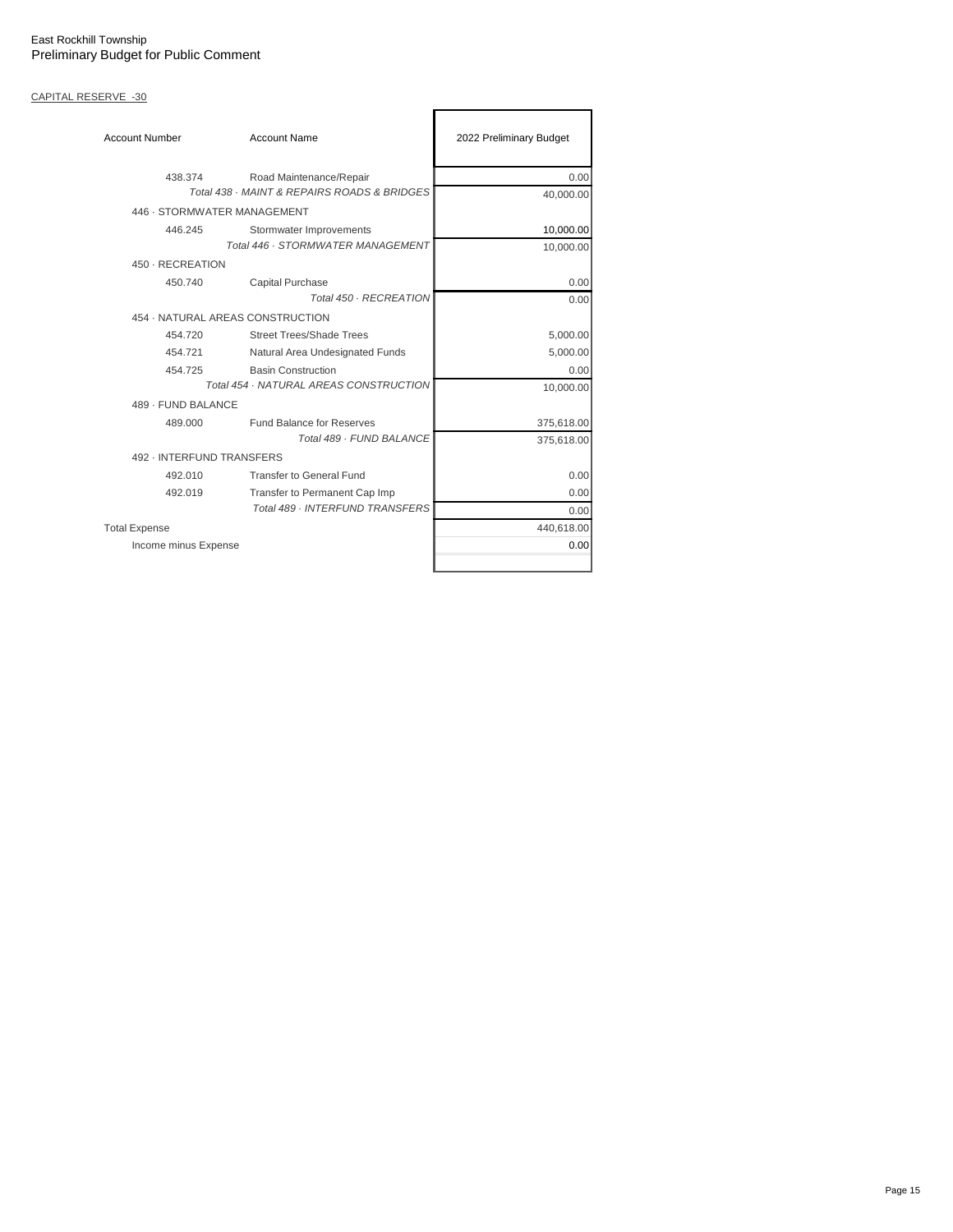East Rockhill Township
Preliminary Budget for Public Comment

CAPITAL RESERVE -30

| Account Number | Account Name | 2022 Preliminary Budget |
|---|---|---|
| 438.374 | Road Maintenance/Repair | 0.00 |
| | *Total 438 · MAINT & REPAIRS ROADS & BRIDGES* | 40,000.00 |
| 446 · STORMWATER MANAGEMENT | | |
| 446.245 | Stormwater Improvements | 10,000.00 |
| | *Total 446 · STORMWATER MANAGEMENT* | 10,000.00 |
| 450 · RECREATION | | |
| 450.740 | Capital Purchase | 0.00 |
| | *Total 450 · RECREATION* | 0.00 |
| 454 · NATURAL AREAS CONSTRUCTION | | |
| 454.720 | Street Trees/Shade Trees | 5,000.00 |
| 454.721 | Natural Area Undesignated Funds | 5,000.00 |
| 454.725 | Basin Construction | 0.00 |
| | *Total 454 · NATURAL AREAS CONSTRUCTION* | 10,000.00 |
| 489 · FUND BALANCE | | |
| 489.000 | Fund Balance for Reserves | 375,618.00 |
| | *Total 489 · FUND BALANCE* | 375,618.00 |
| 492 · INTERFUND TRANSFERS | | |
| 492.010 | Transfer to General Fund | 0.00 |
| 492.019 | Transfer to Permanent Cap Imp | 0.00 |
| | *Total 489 · INTERFUND TRANSFERS* | 0.00 |
| Total Expense | | 440,618.00 |
| Income minus Expense | | 0.00 |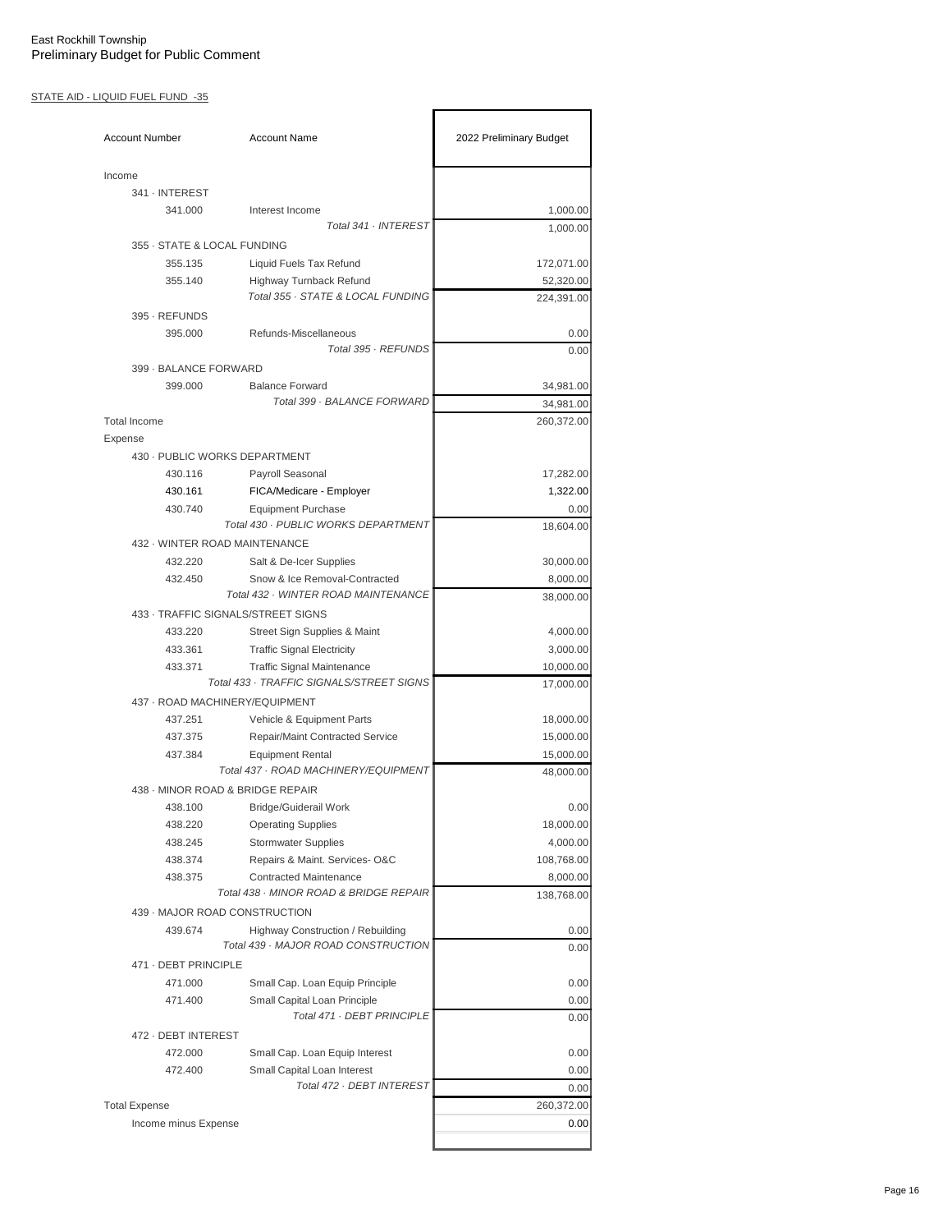East Rockhill Township
Preliminary Budget for Public Comment

STATE AID - LIQUID FUEL FUND -35

| Account Number | Account Name | 2022 Preliminary Budget |
|---|---|---|
| Income | | |
| 341 · INTEREST | | |
| 341.000 | Interest Income | 1,000.00 |
| | *Total 341 · INTEREST* | 1,000.00 |
| 355 · STATE & LOCAL FUNDING | | |
| 355.135 | Liquid Fuels Tax Refund | 172,071.00 |
| 355.140 | Highway Turnback Refund | 52,320.00 |
| | *Total 355 · STATE & LOCAL FUNDING* | 224,391.00 |
| 395 · REFUNDS | | |
| 395.000 | Refunds-Miscellaneous | 0.00 |
| | *Total 395 · REFUNDS* | 0.00 |
| 399 · BALANCE FORWARD | | |
| 399.000 | Balance Forward | 34,981.00 |
| | *Total 399 · BALANCE FORWARD* | 34,981.00 |
| Total Income | | 260,372.00 |
| Expense | | |
| 430 · PUBLIC WORKS DEPARTMENT | | |
| 430.116 | Payroll Seasonal | 17,282.00 |
| 430.161 | FICA/Medicare - Employer | 1,322.00 |
| 430.740 | Equipment Purchase | 0.00 |
| | *Total 430 · PUBLIC WORKS DEPARTMENT* | 18,604.00 |
| 432 · WINTER ROAD MAINTENANCE | | |
| 432.220 | Salt & De-Icer Supplies | 30,000.00 |
| 432.450 | Snow & Ice Removal-Contracted | 8,000.00 |
| | *Total 432 · WINTER ROAD MAINTENANCE* | 38,000.00 |
| 433 · TRAFFIC SIGNALS/STREET SIGNS | | |
| 433.220 | Street Sign Supplies & Maint | 4,000.00 |
| 433.361 | Traffic Signal Electricity | 3,000.00 |
| 433.371 | Traffic Signal Maintenance | 10,000.00 |
| | *Total 433 · TRAFFIC SIGNALS/STREET SIGNS* | 17,000.00 |
| 437 · ROAD MACHINERY/EQUIPMENT | | |
| 437.251 | Vehicle & Equipment Parts | 18,000.00 |
| 437.375 | Repair/Maint Contracted Service | 15,000.00 |
| 437.384 | Equipment Rental | 15,000.00 |
| | *Total 437 · ROAD MACHINERY/EQUIPMENT* | 48,000.00 |
| 438 · MINOR ROAD & BRIDGE REPAIR | | |
| 438.100 | Bridge/Guiderail Work | 0.00 |
| 438.220 | Operating Supplies | 18,000.00 |
| 438.245 | Stormwater Supplies | 4,000.00 |
| 438.374 | Repairs & Maint. Services- O&C | 108,768.00 |
| 438.375 | Contracted Maintenance | 8,000.00 |
| | *Total 438 · MINOR ROAD & BRIDGE REPAIR* | 138,768.00 |
| 439 · MAJOR ROAD CONSTRUCTION | | |
| 439.674 | Highway Construction / Rebuilding | 0.00 |
| | *Total 439 · MAJOR ROAD CONSTRUCTION* | 0.00 |
| 471 · DEBT PRINCIPLE | | |
| 471.000 | Small Cap. Loan Equip Principle | 0.00 |
| 471.400 | Small Capital Loan Principle | 0.00 |
| | *Total 471 · DEBT PRINCIPLE* | 0.00 |
| 472 · DEBT INTEREST | | |
| 472.000 | Small Cap. Loan Equip Interest | 0.00 |
| 472.400 | Small Capital Loan Interest | 0.00 |
| | *Total 472 · DEBT INTEREST* | 0.00 |
| Total Expense | | 260,372.00 |
| Income minus Expense | | 0.00 |